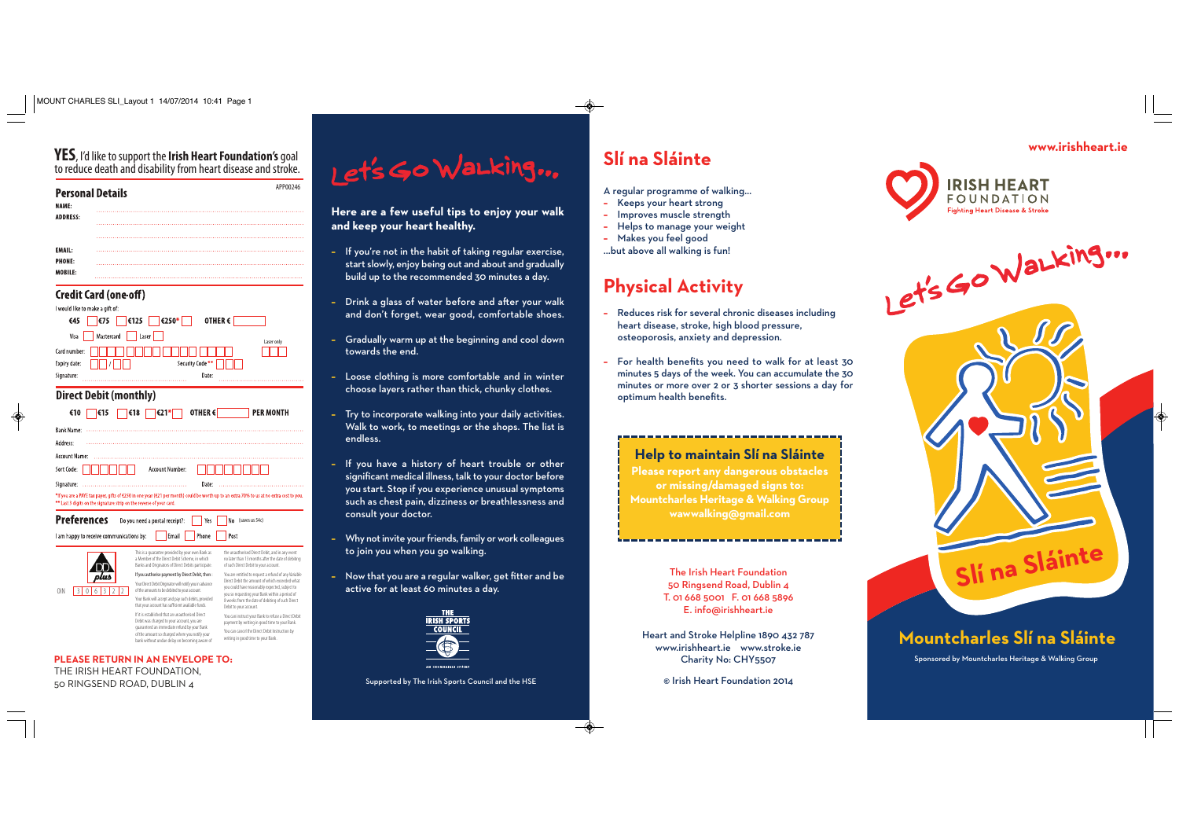**YES**, I'd like to support the **Irish Heart Foundation's** goal to reduce death and disability from heart disease and stroke.

APP00246

## Personal Details

NAME: ........................................

ADDRESS: ........................................

EMAIL: ........................................

PHONE: ........................................

MOBILE: ........................................

## Credit Card (one-off)

I would like to make a gift of:

€45 ☐ €75 ☐ €125 ☐ €250* ☐ OTHER € ______

Visa ☐ Mastercard ☐ Laser ☐ Laser only

Card number: ☐☐☐☐ ☐☐☐☐ ☐☐☐☐ ☐☐☐☐ ☐☐☐

Expiry date: ☐☐ / ☐☐ Security Code ** ☐☐☐

Signature: ........................ Date: ........................

## Direct Debit (monthly)

€10 ☐ €15 ☐ €18 ☐ €21* ☐ OTHER € ______ PER MONTH

Bank Name: ........................................

Address: ........................................

Account Name: ........................................

Sort Code: ☐☐☐☐☐☐ Account Number: ☐☐☐☐☐☐☐☐

Signature: ........................ Date: ........................

*If you are a PAYE tax payer, gifts of €250 in one year (€21 per month) could be worth up to an extra 70% to us at no extra cost to you.
** Last 3 digits on the signature strip on the reverse of your card.

## Preferences

Do you need a postal receipt?: ☐ Yes ☐ No (saves us 54c)

I am happy to receive communications by: ☐ Email ☐ Phone ☐ Post

DD plus

OIN 3 0 6 3 2 2

This is a guarantee provided by your own Bank as a Member of the Direct Debit Scheme, in which Banks and Originators of Direct Debits participate.

If you authorise payment by Direct Debit, then:

Your Direct Debit Originator will notify you in advance of the amount to be debited to your account.

Your Bank will accept and pay such debits, provided that your account has sufficient available funds.

If it is established that an unauthorised Direct Debit was charged to your account, you are guaranteed an immediate refund by your Bank of the amount so charged where you notify your bank without undue delay on becoming aware of the unauthorised Direct Debit, and in any event no later than 13 months after the date of debiting of such Direct Debit to your account.

You are entitled to request a refund of any Variable Direct Debit the amount of which exceeded what you could have reasonably expected, subject to you so requesting your Bank within a period of 8 weeks from the date of debiting of such Direct Debit to your account.

You can instruct your Bank to refuse a Direct Debit payment by writing in good time to your Bank.

You can cancel the Direct Debit Instruction by writing in good time to your Bank.

**PLEASE RETURN IN AN ENVELOPE TO:**
THE IRISH HEART FOUNDATION,
50 RINGSEND ROAD, DUBLIN 4

# Let's Go Walking...

**Here are a few useful tips to enjoy your walk and keep your heart healthy.**

- If you're not in the habit of taking regular exercise, start slowly, enjoy being out and about and gradually build up to the recommended 30 minutes a day.
- Drink a glass of water before and after your walk and don't forget, wear good, comfortable shoes.
- Gradually warm up at the beginning and cool down towards the end.
- Loose clothing is more comfortable and in winter choose layers rather than thick, chunky clothes.
- Try to incorporate walking into your daily activities. Walk to work, to meetings or the shops. The list is endless.
- If you have a history of heart trouble or other significant medical illness, talk to your doctor before you start. Stop if you experience unusual symptoms such as chest pain, dizziness or breathlessness and consult your doctor.
- Why not invite your friends, family or work colleagues to join you when you go walking.
- Now that you are a regular walker, get fitter and be active for at least 60 minutes a day.

THE IRISH SPORTS COUNCIL

Supported by The Irish Sports Council and the HSE

## Slí na Sláinte

A regular programme of walking...
- Keeps your heart strong
- Improves muscle strength
- Helps to manage your weight
- Makes you feel good

...but above all walking is fun!

## Physical Activity

- Reduces risk for several chronic diseases including heart disease, stroke, high blood pressure, osteoporosis, anxiety and depression.
- For health benefits you need to walk for at least 30 minutes 5 days of the week. You can accumulate the 30 minutes or more over 2 or 3 shorter sessions a day for optimum health benefits.

**Help to maintain Slí na Sláinte**
**Please report any dangerous obstacles or missing/damaged signs to: Mountcharles Heritage & Walking Group wawwalking@gmail.com**

The Irish Heart Foundation
50 Ringsend Road, Dublin 4
T. 01 668 5001 F. 01 668 5896
E. info@irishheart.ie

Heart and Stroke Helpline 1890 432 787
www.irishheart.ie www.stroke.ie
Charity No: CHY5507

© Irish Heart Foundation 2014

www.irishheart.ie

IRISH HEART FOUNDATION
Fighting Heart Disease & Stroke

Let's Go Walking...

Slí na Sláinte

# Mountcharles Slí na Sláinte

Sponsored by Mountcharles Heritage & Walking Group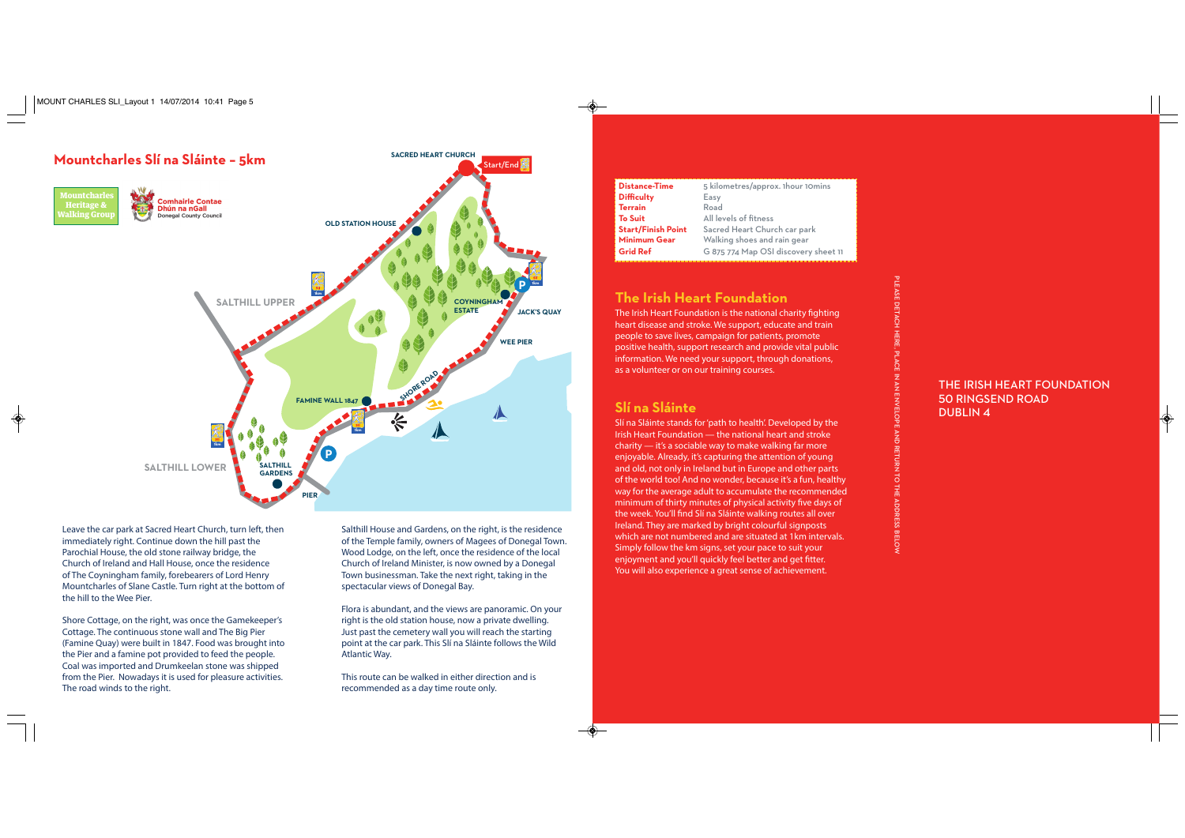## Mountcharles Slí na Sláinte – 5km

Mountcharles Heritage & Walking Group

Comhairle Contae Dhún na nGall
Donegal County Council

SACRED HEART CHURCH
Start/End
OLD STATION HOUSE
SALTHILL UPPER
COYNINGHAM ESTATE
JACK'S QUAY
WEE PIER
SHORE ROAD
FAMINE WALL 1847
SALTHILL LOWER
SALTHILL GARDENS
PIER

Leave the car park at Sacred Heart Church, turn left, then immediately right. Continue down the hill past the Parochial House, the old stone railway bridge, the Church of Ireland and Hall House, once the residence of The Coyningham family, forebearers of Lord Henry Mountcharles of Slane Castle. Turn right at the bottom of the hill to the Wee Pier.

Shore Cottage, on the right, was once the Gamekeeper's Cottage. The continuous stone wall and The Big Pier (Famine Quay) were built in 1847. Food was brought into the Pier and a famine pot provided to feed the people. Coal was imported and Drumkeelan stone was shipped from the Pier. Nowadays it is used for pleasure activities. The road winds to the right.

Salthill House and Gardens, on the right, is the residence of the Temple family, owners of Magees of Donegal Town. Wood Lodge, on the left, once the residence of the local Church of Ireland Minister, is now owned by a Donegal Town businessman. Take the next right, taking in the spectacular views of Donegal Bay.

Flora is abundant, and the views are panoramic. On your right is the old station house, now a private dwelling. Just past the cemetery wall you will reach the starting point at the car park. This Slí na Sláinte follows the Wild Atlantic Way.

This route can be walked in either direction and is recommended as a day time route only.

| | |
|---|---|
| **Distance-Time** | 5 kilometres/approx. 1hour 10mins |
| **Difficulty** | Easy |
| **Terrain** | Road |
| **To Suit** | All levels of fitness |
| **Start/Finish Point** | Sacred Heart Church car park |
| **Minimum Gear** | Walking shoes and rain gear |
| **Grid Ref** | G 875 774 Map OSI discovery sheet 11 |

## The Irish Heart Foundation

The Irish Heart Foundation is the national charity fighting heart disease and stroke. We support, educate and train people to save lives, campaign for patients, promote positive health, support research and provide vital public information. We need your support, through donations, as a volunteer or on our training courses.

## Slí na Sláinte

Slí na Sláinte stands for 'path to health'. Developed by the Irish Heart Foundation — the national heart and stroke charity — it's a sociable way to make walking far more enjoyable. Already, it's capturing the attention of young and old, not only in Ireland but in Europe and other parts of the world too! And no wonder, because it's a fun, healthy way for the average adult to accumulate the recommended minimum of thirty minutes of physical activity five days of the week. You'll find Slí na Sláinte walking routes all over Ireland. They are marked by bright colourful signposts which are not numbered and are situated at 1km intervals. Simply follow the km signs, set your pace to suit your enjoyment and you'll quickly feel better and get fitter. You will also experience a great sense of achievement.

PLEASE DETACH HERE. PLACE IN AN ENVELOPE AND RETURN TO THE ADDRESS BELOW

THE IRISH HEART FOUNDATION
50 RINGSEND ROAD
DUBLIN 4